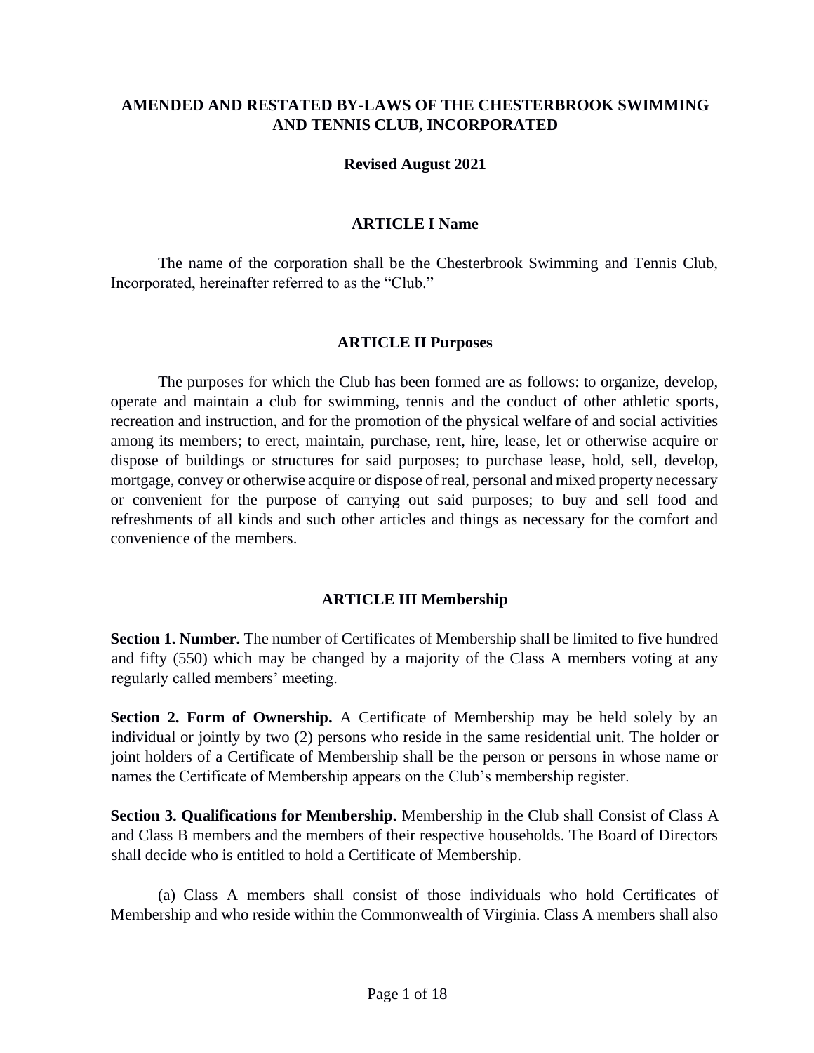# AMENDED AND RESTATED BY-LAWS OF THE CHESTERBROOK SWIMMING AND TENNIS CLUB, INCORPORATED

**Revised August 2021**

## ARTICLE I Name

The name of the corporation shall be the Chesterbrook Swimming and Tennis Club, Incorporated, hereinafter referred to as the "Club."

## ARTICLE II Purposes

The purposes for which the Club has been formed are as follows: to organize, develop, operate and maintain a club for swimming, tennis and the conduct of other athletic sports, recreation and instruction, and for the promotion of the physical welfare of and social activities among its members; to erect, maintain, purchase, rent, hire, lease, let or otherwise acquire or dispose of buildings or structures for said purposes; to purchase lease, hold, sell, develop, mortgage, convey or otherwise acquire or dispose of real, personal and mixed property necessary or convenient for the purpose of carrying out said purposes; to buy and sell food and refreshments of all kinds and such other articles and things as necessary for the comfort and convenience of the members.

## ARTICLE III Membership

**Section 1. Number.** The number of Certificates of Membership shall be limited to five hundred and fifty (550) which may be changed by a majority of the Class A members voting at any regularly called members' meeting.

**Section 2. Form of Ownership.** A Certificate of Membership may be held solely by an individual or jointly by two (2) persons who reside in the same residential unit. The holder or joint holders of a Certificate of Membership shall be the person or persons in whose name or names the Certificate of Membership appears on the Club's membership register.

**Section 3. Qualifications for Membership.** Membership in the Club shall Consist of Class A and Class B members and the members of their respective households. The Board of Directors shall decide who is entitled to hold a Certificate of Membership.

(a) Class A members shall consist of those individuals who hold Certificates of Membership and who reside within the Commonwealth of Virginia. Class A members shall also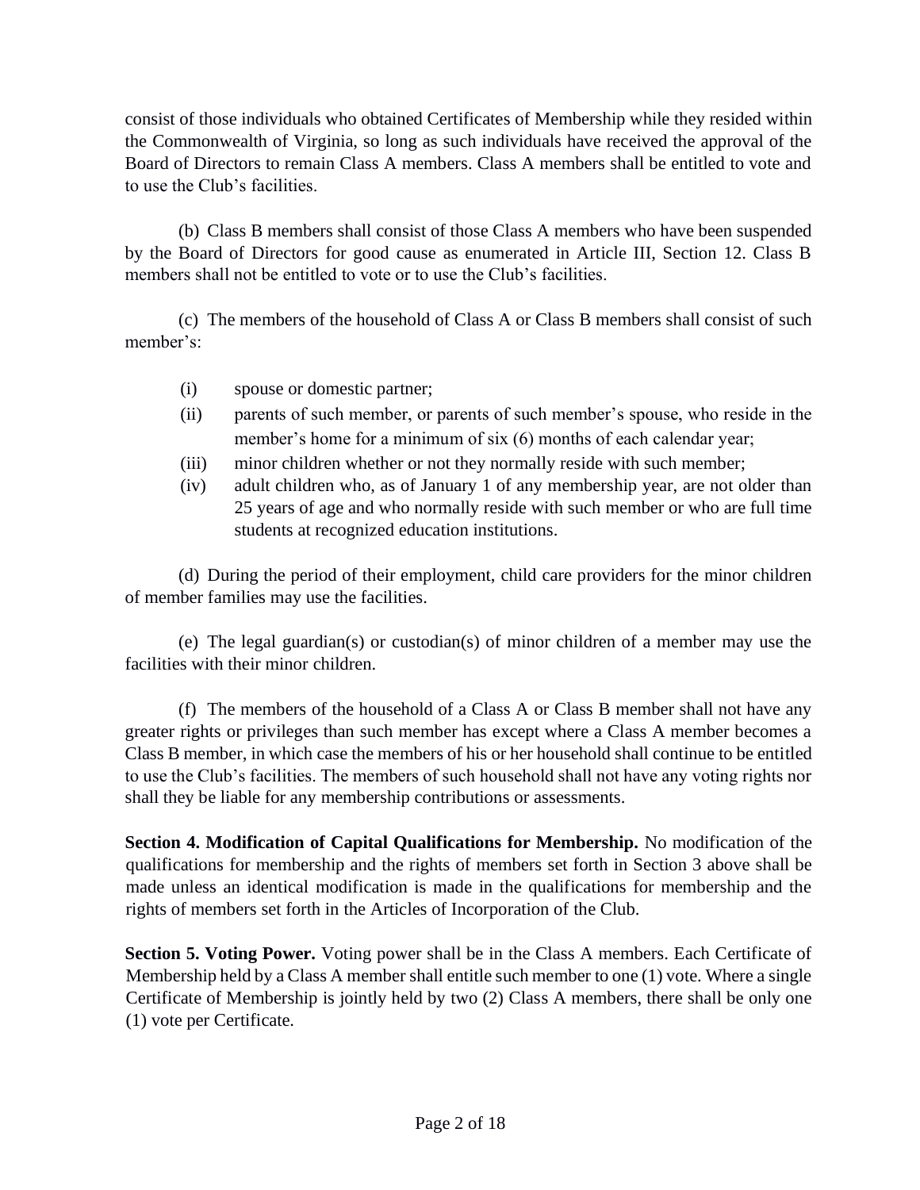consist of those individuals who obtained Certificates of Membership while they resided within the Commonwealth of Virginia, so long as such individuals have received the approval of the Board of Directors to remain Class A members. Class A members shall be entitled to vote and to use the Club's facilities.

(b) Class B members shall consist of those Class A members who have been suspended by the Board of Directors for good cause as enumerated in Article III, Section 12. Class B members shall not be entitled to vote or to use the Club's facilities.

(c) The members of the household of Class A or Class B members shall consist of such member's:

- (i) spouse or domestic partner;
- (ii) parents of such member, or parents of such member's spouse, who reside in the member's home for a minimum of six (6) months of each calendar year;
- (iii) minor children whether or not they normally reside with such member;
- (iv) adult children who, as of January 1 of any membership year, are not older than 25 years of age and who normally reside with such member or who are full time students at recognized education institutions.

(d) During the period of their employment, child care providers for the minor children of member families may use the facilities.

(e) The legal guardian(s) or custodian(s) of minor children of a member may use the facilities with their minor children.

(f) The members of the household of a Class A or Class B member shall not have any greater rights or privileges than such member has except where a Class A member becomes a Class B member, in which case the members of his or her household shall continue to be entitled to use the Club's facilities. The members of such household shall not have any voting rights nor shall they be liable for any membership contributions or assessments.

**Section 4. Modification of Capital Qualifications for Membership.** No modification of the qualifications for membership and the rights of members set forth in Section 3 above shall be made unless an identical modification is made in the qualifications for membership and the rights of members set forth in the Articles of Incorporation of the Club.

**Section 5. Voting Power.** Voting power shall be in the Class A members. Each Certificate of Membership held by a Class A member shall entitle such member to one (1) vote. Where a single Certificate of Membership is jointly held by two (2) Class A members, there shall be only one (1) vote per Certificate.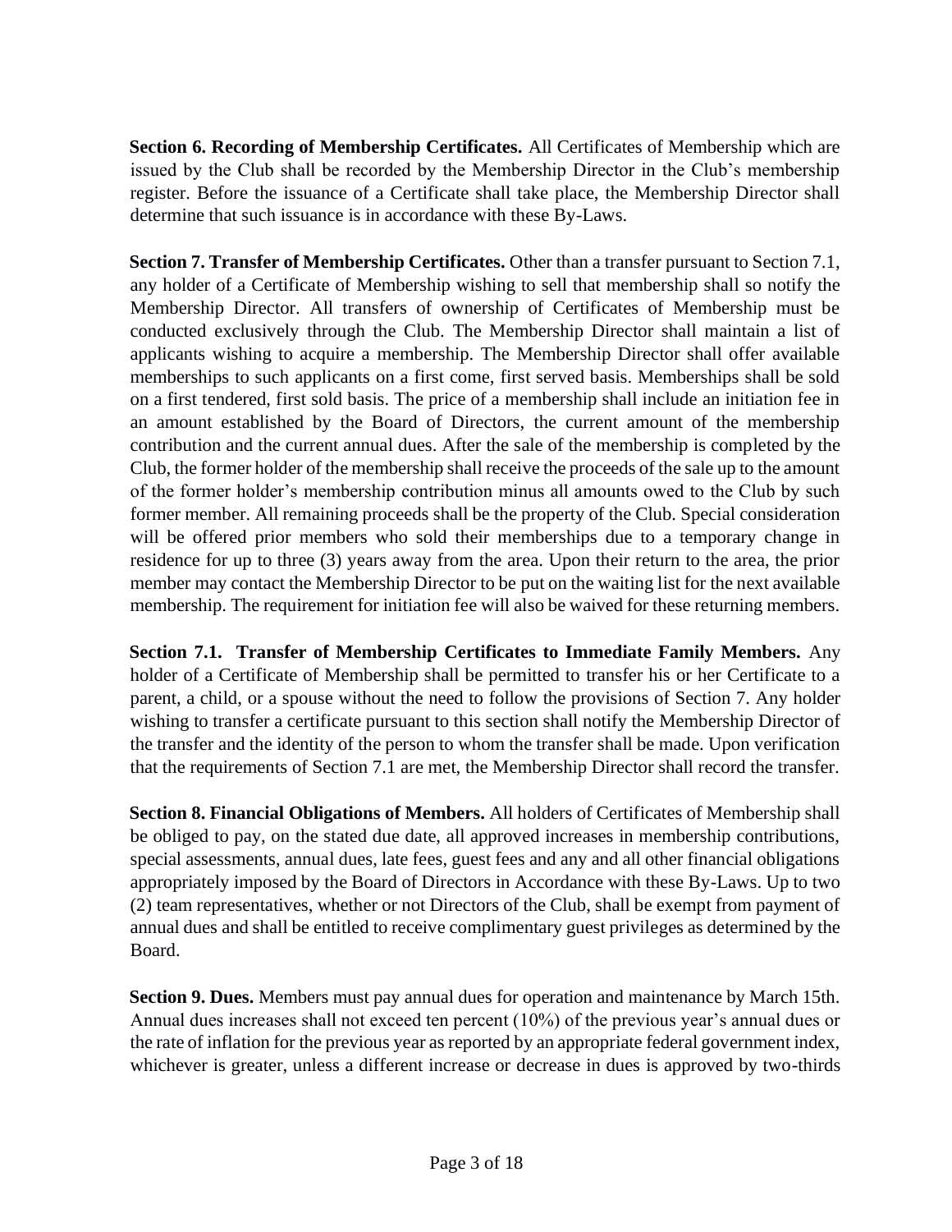**Section 6. Recording of Membership Certificates.** All Certificates of Membership which are issued by the Club shall be recorded by the Membership Director in the Club's membership register. Before the issuance of a Certificate shall take place, the Membership Director shall determine that such issuance is in accordance with these By-Laws.

**Section 7. Transfer of Membership Certificates.** Other than a transfer pursuant to Section 7.1, any holder of a Certificate of Membership wishing to sell that membership shall so notify the Membership Director. All transfers of ownership of Certificates of Membership must be conducted exclusively through the Club. The Membership Director shall maintain a list of applicants wishing to acquire a membership. The Membership Director shall offer available memberships to such applicants on a first come, first served basis. Memberships shall be sold on a first tendered, first sold basis. The price of a membership shall include an initiation fee in an amount established by the Board of Directors, the current amount of the membership contribution and the current annual dues. After the sale of the membership is completed by the Club, the former holder of the membership shall receive the proceeds of the sale up to the amount of the former holder's membership contribution minus all amounts owed to the Club by such former member. All remaining proceeds shall be the property of the Club. Special consideration will be offered prior members who sold their memberships due to a temporary change in residence for up to three (3) years away from the area. Upon their return to the area, the prior member may contact the Membership Director to be put on the waiting list for the next available membership. The requirement for initiation fee will also be waived for these returning members.

**Section 7.1. Transfer of Membership Certificates to Immediate Family Members.** Any holder of a Certificate of Membership shall be permitted to transfer his or her Certificate to a parent, a child, or a spouse without the need to follow the provisions of Section 7. Any holder wishing to transfer a certificate pursuant to this section shall notify the Membership Director of the transfer and the identity of the person to whom the transfer shall be made. Upon verification that the requirements of Section 7.1 are met, the Membership Director shall record the transfer.

**Section 8. Financial Obligations of Members.** All holders of Certificates of Membership shall be obliged to pay, on the stated due date, all approved increases in membership contributions, special assessments, annual dues, late fees, guest fees and any and all other financial obligations appropriately imposed by the Board of Directors in Accordance with these By-Laws. Up to two (2) team representatives, whether or not Directors of the Club, shall be exempt from payment of annual dues and shall be entitled to receive complimentary guest privileges as determined by the Board.

**Section 9. Dues.** Members must pay annual dues for operation and maintenance by March 15th. Annual dues increases shall not exceed ten percent (10%) of the previous year's annual dues or the rate of inflation for the previous year as reported by an appropriate federal government index, whichever is greater, unless a different increase or decrease in dues is approved by two-thirds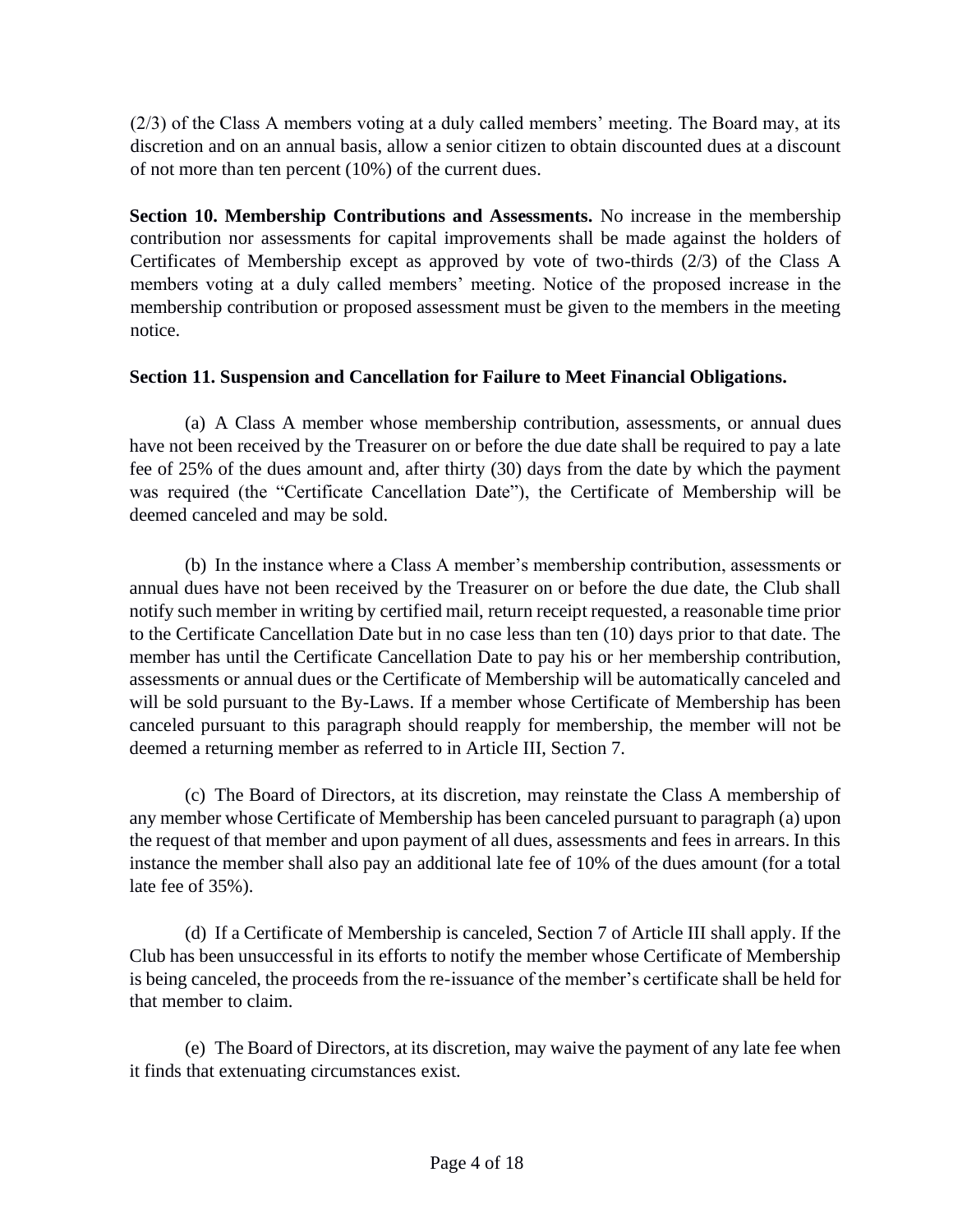(2/3) of the Class A members voting at a duly called members' meeting. The Board may, at its discretion and on an annual basis, allow a senior citizen to obtain discounted dues at a discount of not more than ten percent (10%) of the current dues.

**Section 10. Membership Contributions and Assessments.** No increase in the membership contribution nor assessments for capital improvements shall be made against the holders of Certificates of Membership except as approved by vote of two-thirds (2/3) of the Class A members voting at a duly called members' meeting. Notice of the proposed increase in the membership contribution or proposed assessment must be given to the members in the meeting notice.

**Section 11. Suspension and Cancellation for Failure to Meet Financial Obligations.**

(a) A Class A member whose membership contribution, assessments, or annual dues have not been received by the Treasurer on or before the due date shall be required to pay a late fee of 25% of the dues amount and, after thirty (30) days from the date by which the payment was required (the "Certificate Cancellation Date"), the Certificate of Membership will be deemed canceled and may be sold.

(b) In the instance where a Class A member's membership contribution, assessments or annual dues have not been received by the Treasurer on or before the due date, the Club shall notify such member in writing by certified mail, return receipt requested, a reasonable time prior to the Certificate Cancellation Date but in no case less than ten (10) days prior to that date. The member has until the Certificate Cancellation Date to pay his or her membership contribution, assessments or annual dues or the Certificate of Membership will be automatically canceled and will be sold pursuant to the By-Laws. If a member whose Certificate of Membership has been canceled pursuant to this paragraph should reapply for membership, the member will not be deemed a returning member as referred to in Article III, Section 7.

(c) The Board of Directors, at its discretion, may reinstate the Class A membership of any member whose Certificate of Membership has been canceled pursuant to paragraph (a) upon the request of that member and upon payment of all dues, assessments and fees in arrears. In this instance the member shall also pay an additional late fee of 10% of the dues amount (for a total late fee of 35%).

(d) If a Certificate of Membership is canceled, Section 7 of Article III shall apply. If the Club has been unsuccessful in its efforts to notify the member whose Certificate of Membership is being canceled, the proceeds from the re-issuance of the member's certificate shall be held for that member to claim.

(e) The Board of Directors, at its discretion, may waive the payment of any late fee when it finds that extenuating circumstances exist.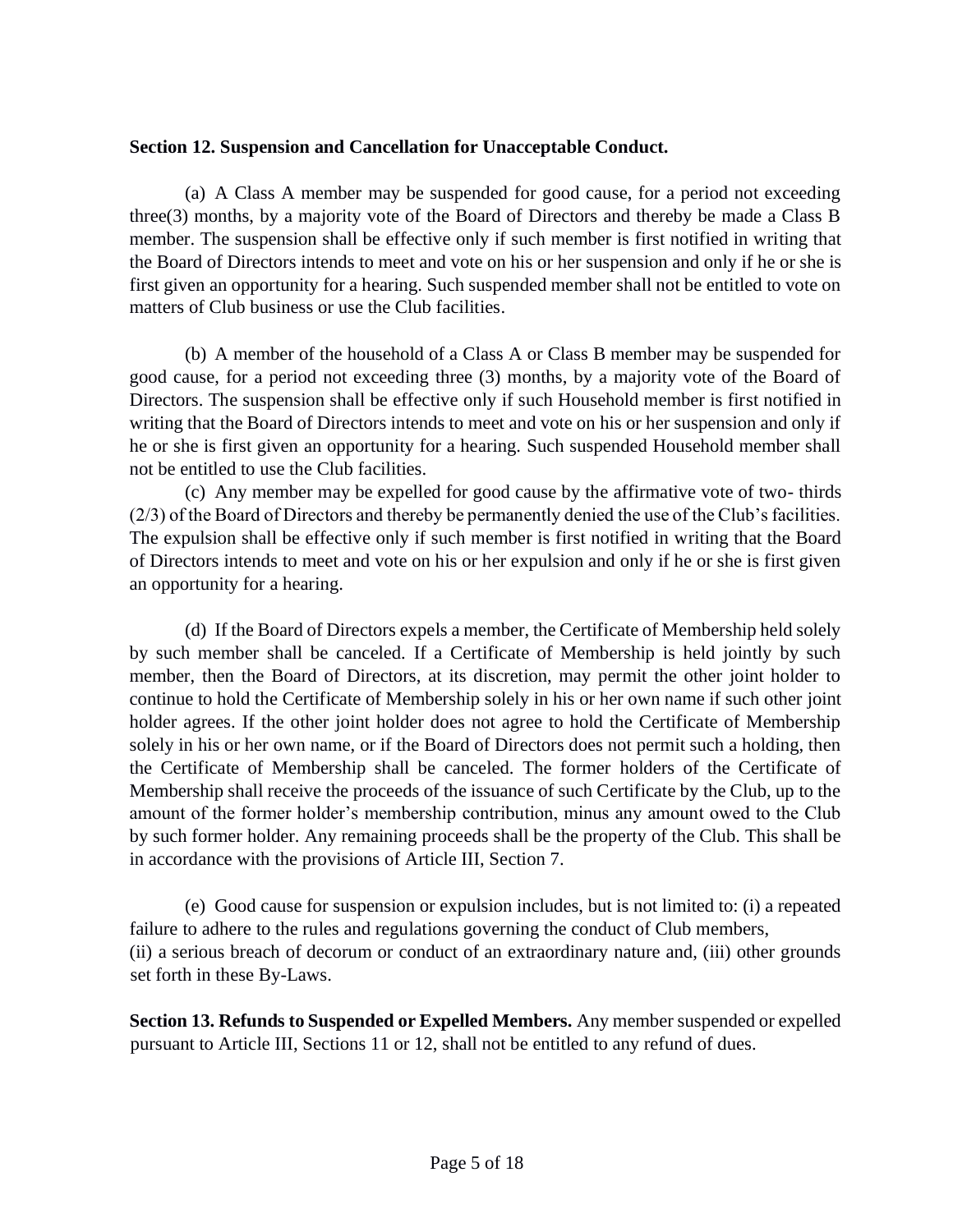**Section 12. Suspension and Cancellation for Unacceptable Conduct.**

(a) A Class A member may be suspended for good cause, for a period not exceeding three(3) months, by a majority vote of the Board of Directors and thereby be made a Class B member. The suspension shall be effective only if such member is first notified in writing that the Board of Directors intends to meet and vote on his or her suspension and only if he or she is first given an opportunity for a hearing. Such suspended member shall not be entitled to vote on matters of Club business or use the Club facilities.

(b) A member of the household of a Class A or Class B member may be suspended for good cause, for a period not exceeding three (3) months, by a majority vote of the Board of Directors. The suspension shall be effective only if such Household member is first notified in writing that the Board of Directors intends to meet and vote on his or her suspension and only if he or she is first given an opportunity for a hearing. Such suspended Household member shall not be entitled to use the Club facilities.

(c) Any member may be expelled for good cause by the affirmative vote of two- thirds (2/3) of the Board of Directors and thereby be permanently denied the use of the Club's facilities. The expulsion shall be effective only if such member is first notified in writing that the Board of Directors intends to meet and vote on his or her expulsion and only if he or she is first given an opportunity for a hearing.

(d) If the Board of Directors expels a member, the Certificate of Membership held solely by such member shall be canceled. If a Certificate of Membership is held jointly by such member, then the Board of Directors, at its discretion, may permit the other joint holder to continue to hold the Certificate of Membership solely in his or her own name if such other joint holder agrees. If the other joint holder does not agree to hold the Certificate of Membership solely in his or her own name, or if the Board of Directors does not permit such a holding, then the Certificate of Membership shall be canceled. The former holders of the Certificate of Membership shall receive the proceeds of the issuance of such Certificate by the Club, up to the amount of the former holder's membership contribution, minus any amount owed to the Club by such former holder. Any remaining proceeds shall be the property of the Club. This shall be in accordance with the provisions of Article III, Section 7.

(e) Good cause for suspension or expulsion includes, but is not limited to: (i) a repeated failure to adhere to the rules and regulations governing the conduct of Club members, (ii) a serious breach of decorum or conduct of an extraordinary nature and, (iii) other grounds set forth in these By-Laws.

**Section 13. Refunds to Suspended or Expelled Members.** Any member suspended or expelled pursuant to Article III, Sections 11 or 12, shall not be entitled to any refund of dues.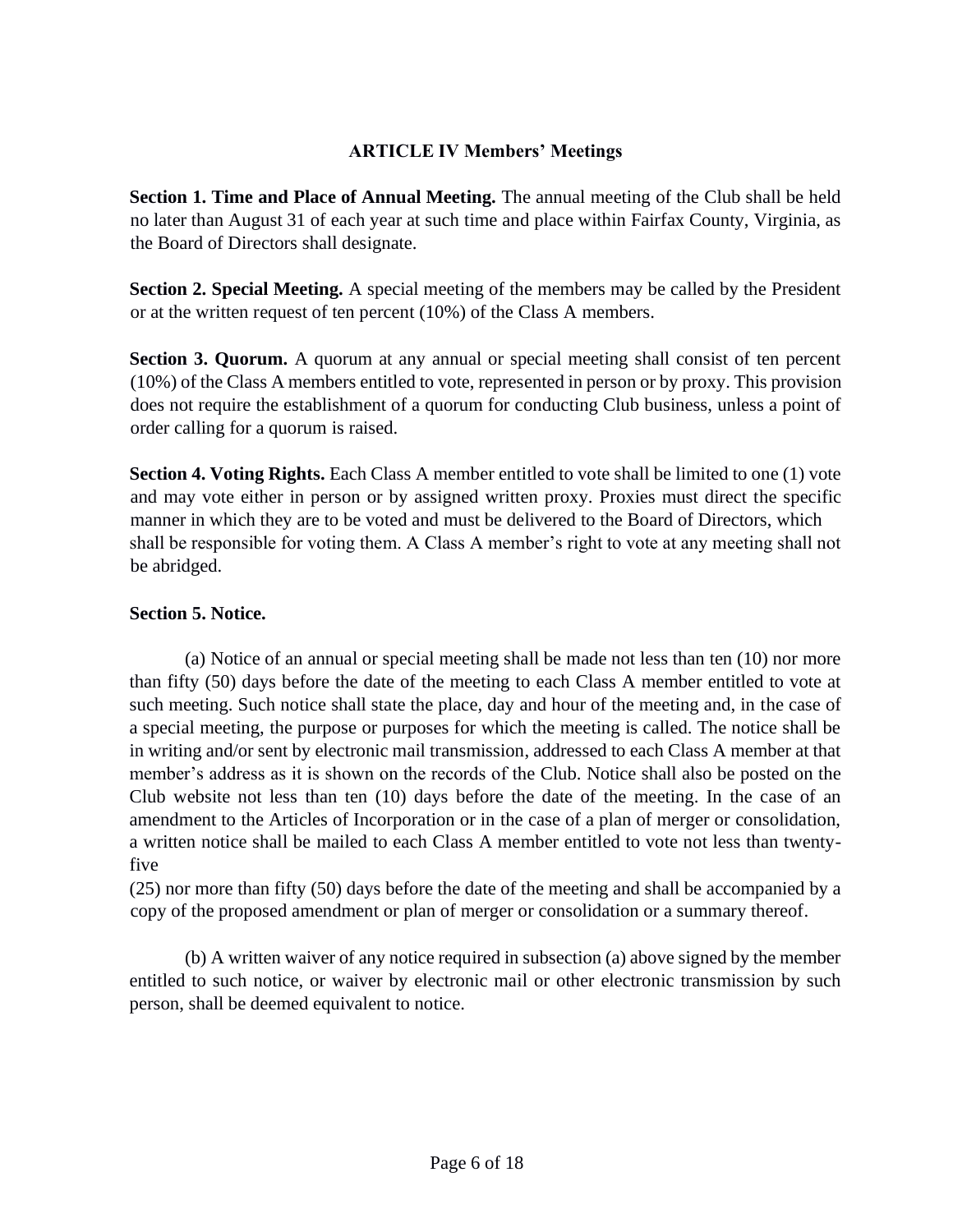## ARTICLE IV Members' Meetings

**Section 1. Time and Place of Annual Meeting.** The annual meeting of the Club shall be held no later than August 31 of each year at such time and place within Fairfax County, Virginia, as the Board of Directors shall designate.

**Section 2. Special Meeting.** A special meeting of the members may be called by the President or at the written request of ten percent (10%) of the Class A members.

**Section 3. Quorum.** A quorum at any annual or special meeting shall consist of ten percent (10%) of the Class A members entitled to vote, represented in person or by proxy. This provision does not require the establishment of a quorum for conducting Club business, unless a point of order calling for a quorum is raised.

**Section 4. Voting Rights.** Each Class A member entitled to vote shall be limited to one (1) vote and may vote either in person or by assigned written proxy. Proxies must direct the specific manner in which they are to be voted and must be delivered to the Board of Directors, which shall be responsible for voting them. A Class A member's right to vote at any meeting shall not be abridged.

**Section 5. Notice.**

(a) Notice of an annual or special meeting shall be made not less than ten (10) nor more than fifty (50) days before the date of the meeting to each Class A member entitled to vote at such meeting. Such notice shall state the place, day and hour of the meeting and, in the case of a special meeting, the purpose or purposes for which the meeting is called. The notice shall be in writing and/or sent by electronic mail transmission, addressed to each Class A member at that member's address as it is shown on the records of the Club. Notice shall also be posted on the Club website not less than ten (10) days before the date of the meeting. In the case of an amendment to the Articles of Incorporation or in the case of a plan of merger or consolidation, a written notice shall be mailed to each Class A member entitled to vote not less than twenty-five (25) nor more than fifty (50) days before the date of the meeting and shall be accompanied by a copy of the proposed amendment or plan of merger or consolidation or a summary thereof.

(b) A written waiver of any notice required in subsection (a) above signed by the member entitled to such notice, or waiver by electronic mail or other electronic transmission by such person, shall be deemed equivalent to notice.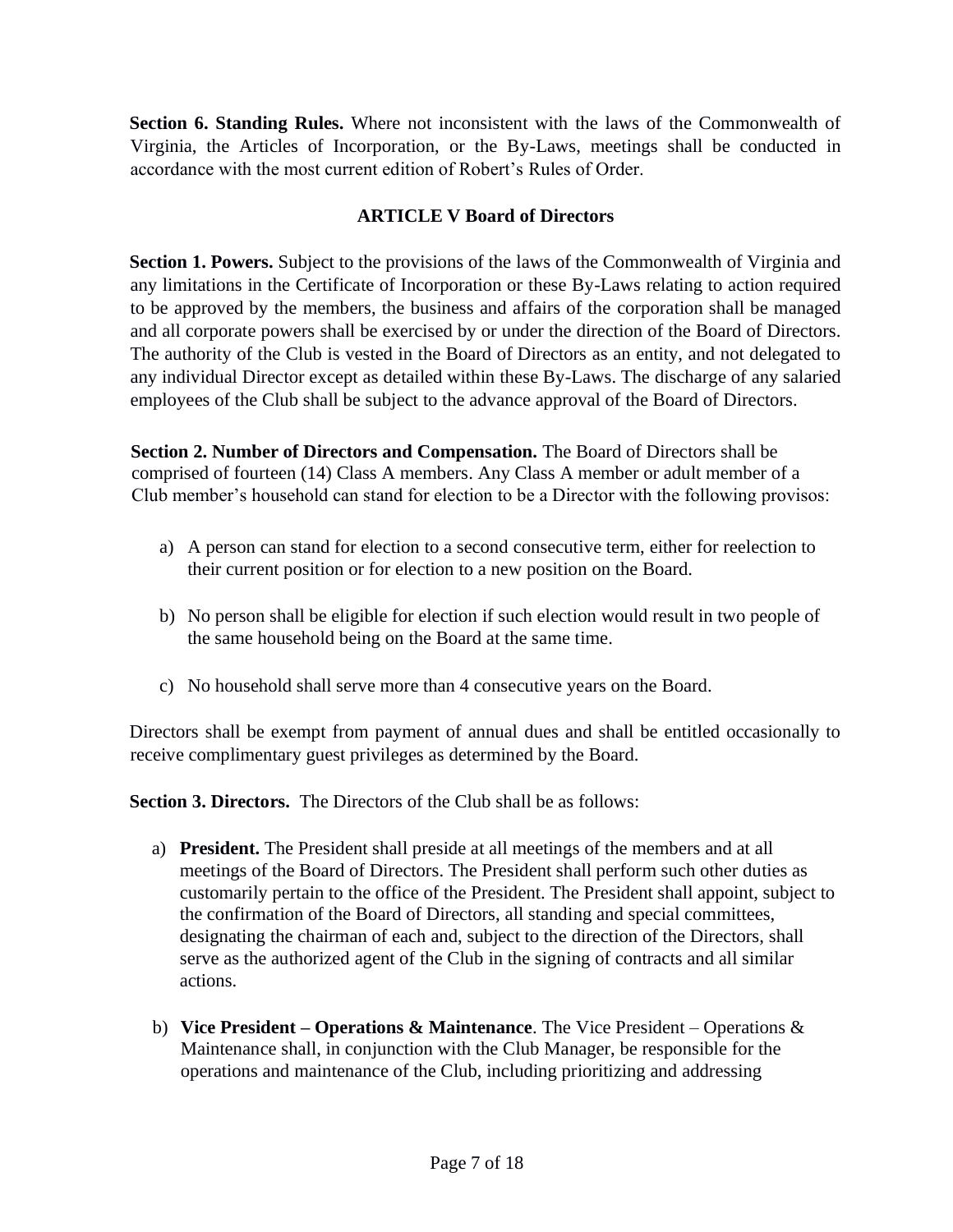**Section 6. Standing Rules.** Where not inconsistent with the laws of the Commonwealth of Virginia, the Articles of Incorporation, or the By-Laws, meetings shall be conducted in accordance with the most current edition of Robert's Rules of Order.

## ARTICLE V Board of Directors

**Section 1. Powers.** Subject to the provisions of the laws of the Commonwealth of Virginia and any limitations in the Certificate of Incorporation or these By-Laws relating to action required to be approved by the members, the business and affairs of the corporation shall be managed and all corporate powers shall be exercised by or under the direction of the Board of Directors. The authority of the Club is vested in the Board of Directors as an entity, and not delegated to any individual Director except as detailed within these By-Laws. The discharge of any salaried employees of the Club shall be subject to the advance approval of the Board of Directors.

**Section 2. Number of Directors and Compensation.** The Board of Directors shall be comprised of fourteen (14) Class A members. Any Class A member or adult member of a Club member's household can stand for election to be a Director with the following provisos:

a) A person can stand for election to a second consecutive term, either for reelection to their current position or for election to a new position on the Board.

b) No person shall be eligible for election if such election would result in two people of the same household being on the Board at the same time.

c) No household shall serve more than 4 consecutive years on the Board.

Directors shall be exempt from payment of annual dues and shall be entitled occasionally to receive complimentary guest privileges as determined by the Board.

**Section 3. Directors.** The Directors of the Club shall be as follows:

a) **President.** The President shall preside at all meetings of the members and at all meetings of the Board of Directors. The President shall perform such other duties as customarily pertain to the office of the President. The President shall appoint, subject to the confirmation of the Board of Directors, all standing and special committees, designating the chairman of each and, subject to the direction of the Directors, shall serve as the authorized agent of the Club in the signing of contracts and all similar actions.

b) **Vice President – Operations & Maintenance**. The Vice President – Operations & Maintenance shall, in conjunction with the Club Manager, be responsible for the operations and maintenance of the Club, including prioritizing and addressing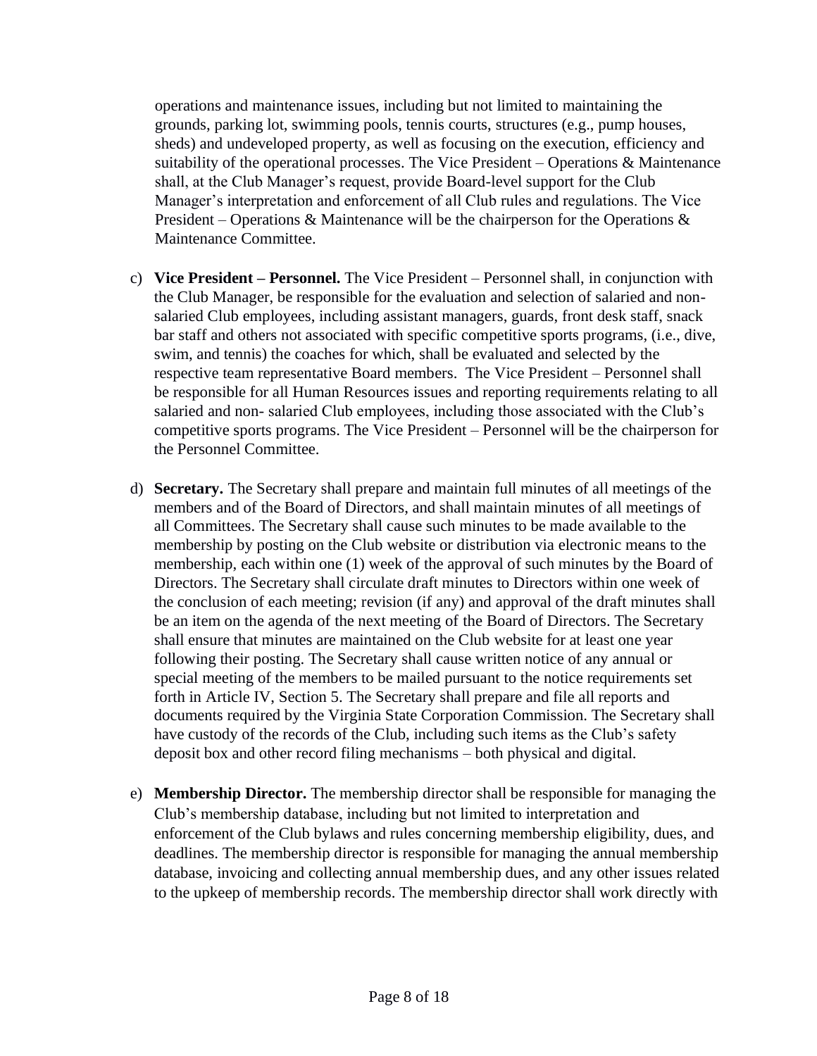operations and maintenance issues, including but not limited to maintaining the grounds, parking lot, swimming pools, tennis courts, structures (e.g., pump houses, sheds) and undeveloped property, as well as focusing on the execution, efficiency and suitability of the operational processes. The Vice President – Operations & Maintenance shall, at the Club Manager's request, provide Board-level support for the Club Manager's interpretation and enforcement of all Club rules and regulations. The Vice President – Operations & Maintenance will be the chairperson for the Operations & Maintenance Committee.

c) **Vice President – Personnel.** The Vice President – Personnel shall, in conjunction with the Club Manager, be responsible for the evaluation and selection of salaried and non-salaried Club employees, including assistant managers, guards, front desk staff, snack bar staff and others not associated with specific competitive sports programs, (i.e., dive, swim, and tennis) the coaches for which, shall be evaluated and selected by the respective team representative Board members. The Vice President – Personnel shall be responsible for all Human Resources issues and reporting requirements relating to all salaried and non- salaried Club employees, including those associated with the Club's competitive sports programs. The Vice President – Personnel will be the chairperson for the Personnel Committee.

d) **Secretary.** The Secretary shall prepare and maintain full minutes of all meetings of the members and of the Board of Directors, and shall maintain minutes of all meetings of all Committees. The Secretary shall cause such minutes to be made available to the membership by posting on the Club website or distribution via electronic means to the membership, each within one (1) week of the approval of such minutes by the Board of Directors. The Secretary shall circulate draft minutes to Directors within one week of the conclusion of each meeting; revision (if any) and approval of the draft minutes shall be an item on the agenda of the next meeting of the Board of Directors. The Secretary shall ensure that minutes are maintained on the Club website for at least one year following their posting. The Secretary shall cause written notice of any annual or special meeting of the members to be mailed pursuant to the notice requirements set forth in Article IV, Section 5. The Secretary shall prepare and file all reports and documents required by the Virginia State Corporation Commission. The Secretary shall have custody of the records of the Club, including such items as the Club's safety deposit box and other record filing mechanisms – both physical and digital.

e) **Membership Director.** The membership director shall be responsible for managing the Club's membership database, including but not limited to interpretation and enforcement of the Club bylaws and rules concerning membership eligibility, dues, and deadlines. The membership director is responsible for managing the annual membership database, invoicing and collecting annual membership dues, and any other issues related to the upkeep of membership records. The membership director shall work directly with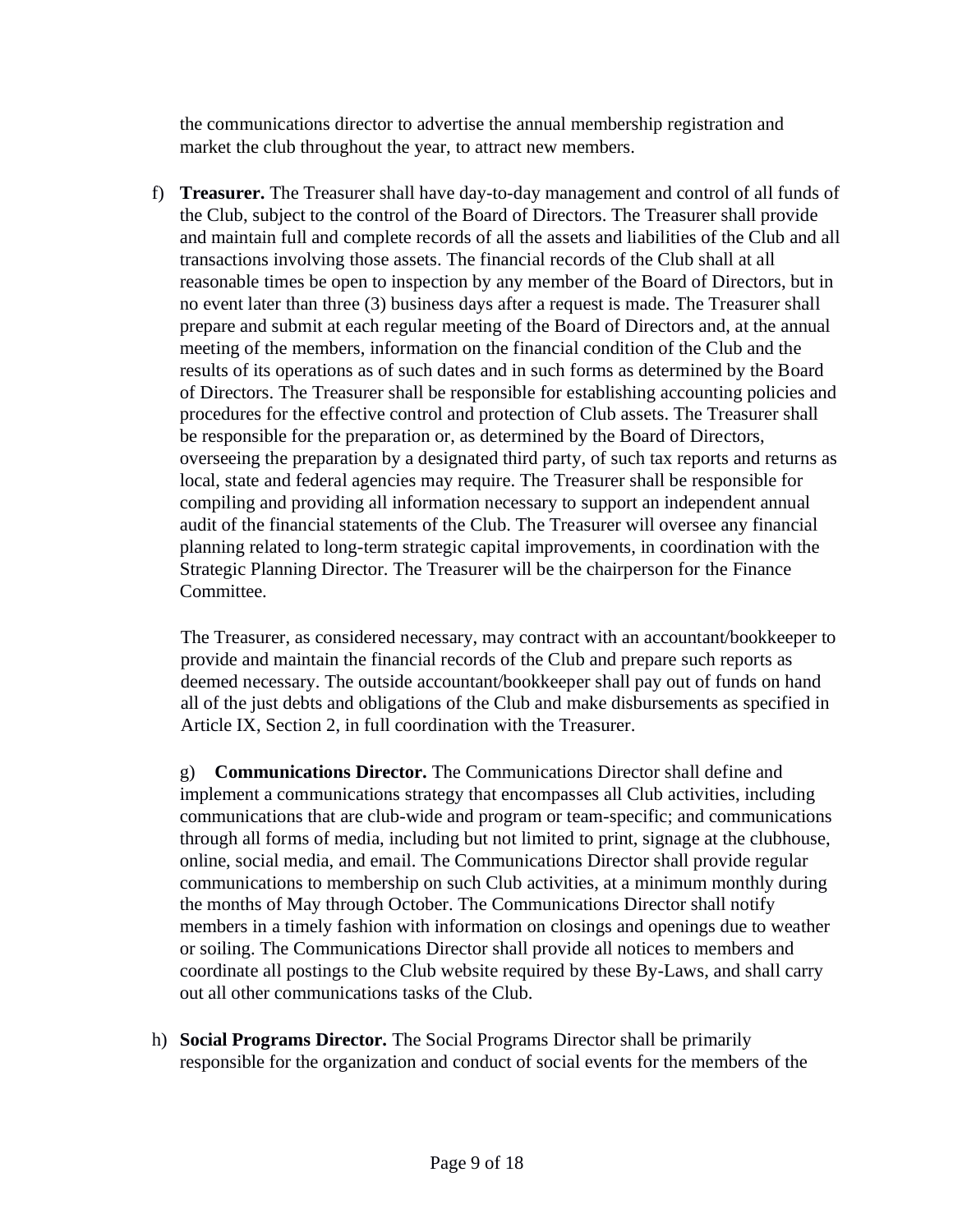the communications director to advertise the annual membership registration and market the club throughout the year, to attract new members.

f) **Treasurer.** The Treasurer shall have day-to-day management and control of all funds of the Club, subject to the control of the Board of Directors. The Treasurer shall provide and maintain full and complete records of all the assets and liabilities of the Club and all transactions involving those assets. The financial records of the Club shall at all reasonable times be open to inspection by any member of the Board of Directors, but in no event later than three (3) business days after a request is made. The Treasurer shall prepare and submit at each regular meeting of the Board of Directors and, at the annual meeting of the members, information on the financial condition of the Club and the results of its operations as of such dates and in such forms as determined by the Board of Directors. The Treasurer shall be responsible for establishing accounting policies and procedures for the effective control and protection of Club assets. The Treasurer shall be responsible for the preparation or, as determined by the Board of Directors, overseeing the preparation by a designated third party, of such tax reports and returns as local, state and federal agencies may require. The Treasurer shall be responsible for compiling and providing all information necessary to support an independent annual audit of the financial statements of the Club. The Treasurer will oversee any financial planning related to long-term strategic capital improvements, in coordination with the Strategic Planning Director. The Treasurer will be the chairperson for the Finance Committee.

   The Treasurer, as considered necessary, may contract with an accountant/bookkeeper to provide and maintain the financial records of the Club and prepare such reports as deemed necessary. The outside accountant/bookkeeper shall pay out of funds on hand all of the just debts and obligations of the Club and make disbursements as specified in Article IX, Section 2, in full coordination with the Treasurer.

g) **Communications Director.** The Communications Director shall define and implement a communications strategy that encompasses all Club activities, including communications that are club-wide and program or team-specific; and communications through all forms of media, including but not limited to print, signage at the clubhouse, online, social media, and email. The Communications Director shall provide regular communications to membership on such Club activities, at a minimum monthly during the months of May through October. The Communications Director shall notify members in a timely fashion with information on closings and openings due to weather or soiling. The Communications Director shall provide all notices to members and coordinate all postings to the Club website required by these By-Laws, and shall carry out all other communications tasks of the Club.

h) **Social Programs Director.** The Social Programs Director shall be primarily responsible for the organization and conduct of social events for the members of the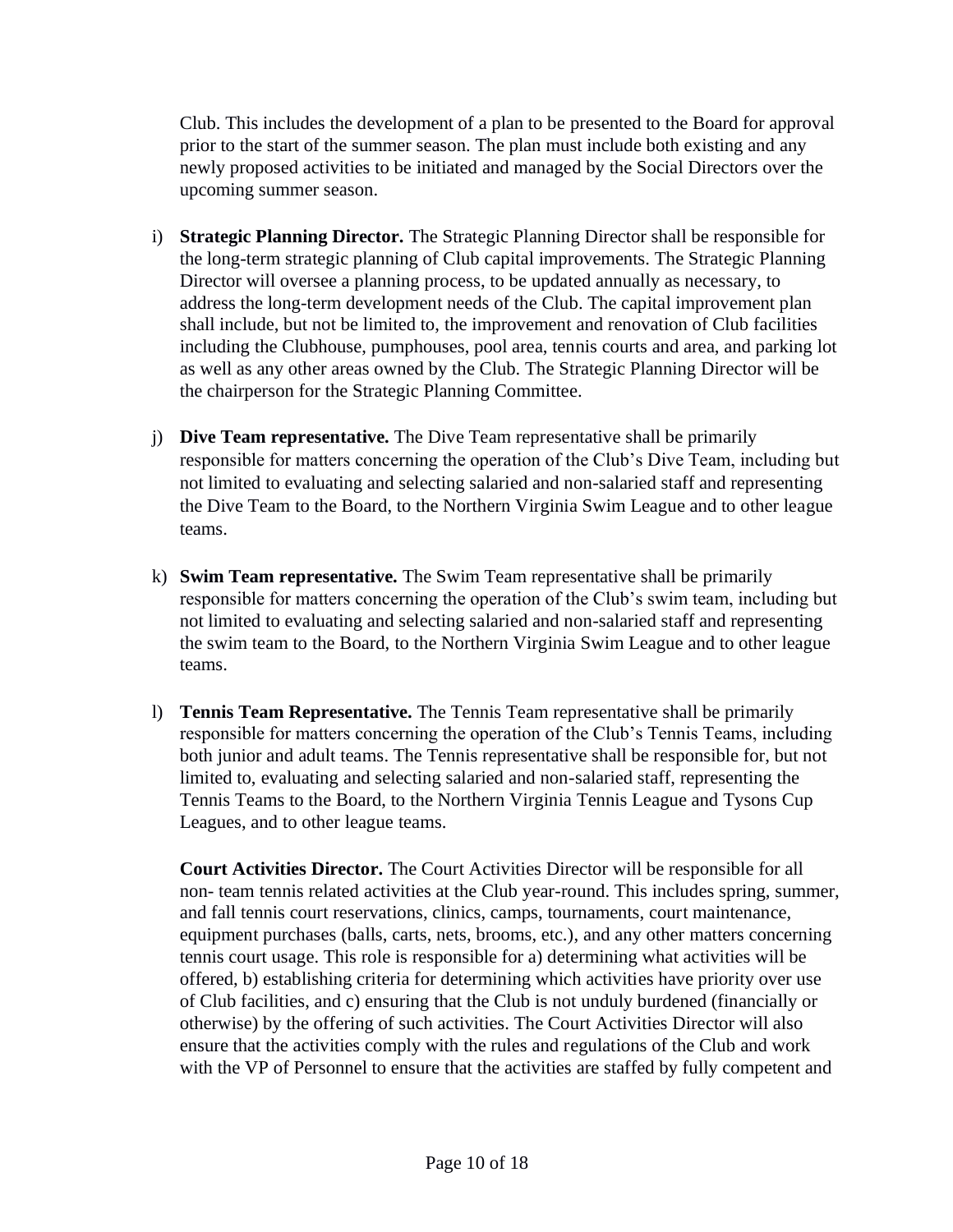Club. This includes the development of a plan to be presented to the Board for approval prior to the start of the summer season. The plan must include both existing and any newly proposed activities to be initiated and managed by the Social Directors over the upcoming summer season.

i) **Strategic Planning Director.** The Strategic Planning Director shall be responsible for the long-term strategic planning of Club capital improvements. The Strategic Planning Director will oversee a planning process, to be updated annually as necessary, to address the long-term development needs of the Club. The capital improvement plan shall include, but not be limited to, the improvement and renovation of Club facilities including the Clubhouse, pumphouses, pool area, tennis courts and area, and parking lot as well as any other areas owned by the Club. The Strategic Planning Director will be the chairperson for the Strategic Planning Committee.

j) **Dive Team representative.** The Dive Team representative shall be primarily responsible for matters concerning the operation of the Club's Dive Team, including but not limited to evaluating and selecting salaried and non-salaried staff and representing the Dive Team to the Board, to the Northern Virginia Swim League and to other league teams.

k) **Swim Team representative.** The Swim Team representative shall be primarily responsible for matters concerning the operation of the Club's swim team, including but not limited to evaluating and selecting salaried and non-salaried staff and representing the swim team to the Board, to the Northern Virginia Swim League and to other league teams.

l) **Tennis Team Representative.** The Tennis Team representative shall be primarily responsible for matters concerning the operation of the Club's Tennis Teams, including both junior and adult teams. The Tennis representative shall be responsible for, but not limited to, evaluating and selecting salaried and non-salaried staff, representing the Tennis Teams to the Board, to the Northern Virginia Tennis League and Tysons Cup Leagues, and to other league teams.

**Court Activities Director.** The Court Activities Director will be responsible for all non- team tennis related activities at the Club year-round. This includes spring, summer, and fall tennis court reservations, clinics, camps, tournaments, court maintenance, equipment purchases (balls, carts, nets, brooms, etc.), and any other matters concerning tennis court usage. This role is responsible for a) determining what activities will be offered, b) establishing criteria for determining which activities have priority over use of Club facilities, and c) ensuring that the Club is not unduly burdened (financially or otherwise) by the offering of such activities. The Court Activities Director will also ensure that the activities comply with the rules and regulations of the Club and work with the VP of Personnel to ensure that the activities are staffed by fully competent and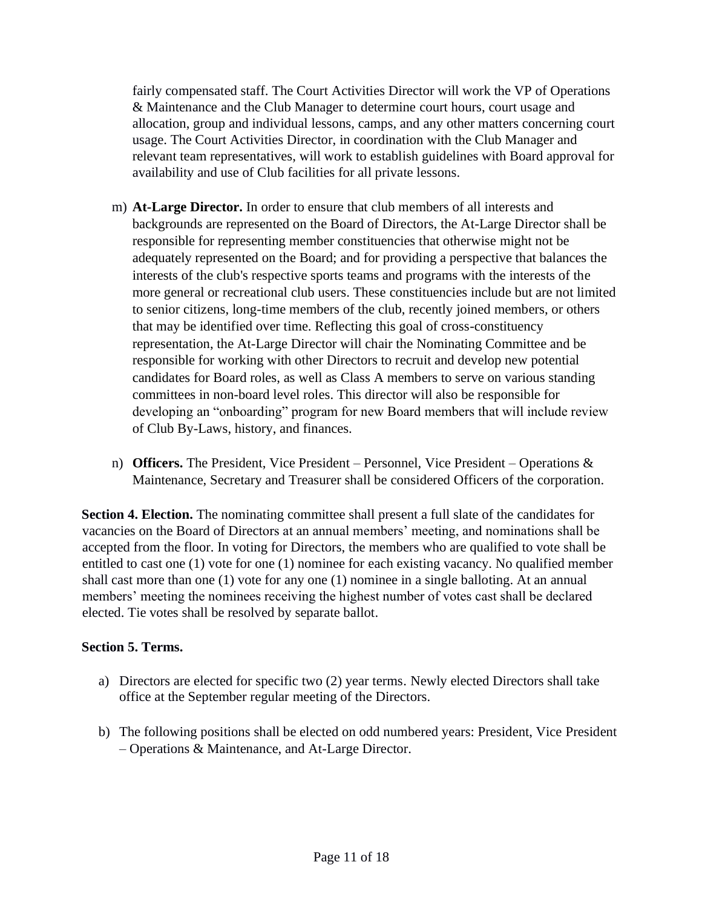fairly compensated staff. The Court Activities Director will work the VP of Operations & Maintenance and the Club Manager to determine court hours, court usage and allocation, group and individual lessons, camps, and any other matters concerning court usage. The Court Activities Director, in coordination with the Club Manager and relevant team representatives, will work to establish guidelines with Board approval for availability and use of Club facilities for all private lessons.

m) **At-Large Director.** In order to ensure that club members of all interests and backgrounds are represented on the Board of Directors, the At-Large Director shall be responsible for representing member constituencies that otherwise might not be adequately represented on the Board; and for providing a perspective that balances the interests of the club's respective sports teams and programs with the interests of the more general or recreational club users. These constituencies include but are not limited to senior citizens, long-time members of the club, recently joined members, or others that may be identified over time. Reflecting this goal of cross-constituency representation, the At-Large Director will chair the Nominating Committee and be responsible for working with other Directors to recruit and develop new potential candidates for Board roles, as well as Class A members to serve on various standing committees in non-board level roles. This director will also be responsible for developing an "onboarding" program for new Board members that will include review of Club By-Laws, history, and finances.

n) **Officers.** The President, Vice President – Personnel, Vice President – Operations & Maintenance, Secretary and Treasurer shall be considered Officers of the corporation.

**Section 4. Election.** The nominating committee shall present a full slate of the candidates for vacancies on the Board of Directors at an annual members' meeting, and nominations shall be accepted from the floor. In voting for Directors, the members who are qualified to vote shall be entitled to cast one (1) vote for one (1) nominee for each existing vacancy. No qualified member shall cast more than one (1) vote for any one (1) nominee in a single balloting. At an annual members' meeting the nominees receiving the highest number of votes cast shall be declared elected. Tie votes shall be resolved by separate ballot.

**Section 5. Terms.**

a) Directors are elected for specific two (2) year terms. Newly elected Directors shall take office at the September regular meeting of the Directors.

b) The following positions shall be elected on odd numbered years: President, Vice President – Operations & Maintenance, and At-Large Director.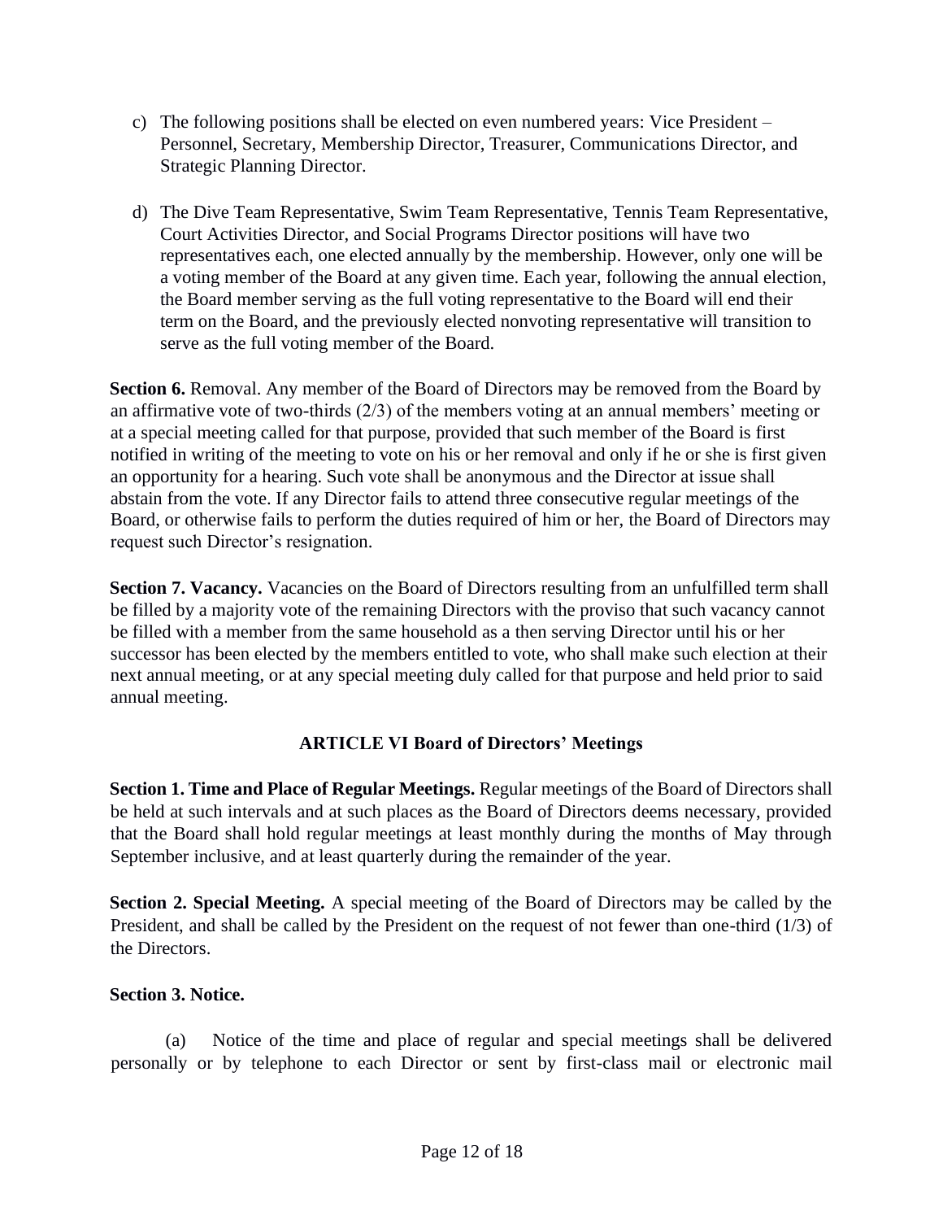c) The following positions shall be elected on even numbered years: Vice President – Personnel, Secretary, Membership Director, Treasurer, Communications Director, and Strategic Planning Director.

d) The Dive Team Representative, Swim Team Representative, Tennis Team Representative, Court Activities Director, and Social Programs Director positions will have two representatives each, one elected annually by the membership. However, only one will be a voting member of the Board at any given time. Each year, following the annual election, the Board member serving as the full voting representative to the Board will end their term on the Board, and the previously elected nonvoting representative will transition to serve as the full voting member of the Board.

**Section 6.** Removal. Any member of the Board of Directors may be removed from the Board by an affirmative vote of two-thirds (2/3) of the members voting at an annual members' meeting or at a special meeting called for that purpose, provided that such member of the Board is first notified in writing of the meeting to vote on his or her removal and only if he or she is first given an opportunity for a hearing. Such vote shall be anonymous and the Director at issue shall abstain from the vote. If any Director fails to attend three consecutive regular meetings of the Board, or otherwise fails to perform the duties required of him or her, the Board of Directors may request such Director's resignation.

**Section 7. Vacancy.** Vacancies on the Board of Directors resulting from an unfulfilled term shall be filled by a majority vote of the remaining Directors with the proviso that such vacancy cannot be filled with a member from the same household as a then serving Director until his or her successor has been elected by the members entitled to vote, who shall make such election at their next annual meeting, or at any special meeting duly called for that purpose and held prior to said annual meeting.

## ARTICLE VI Board of Directors' Meetings

**Section 1. Time and Place of Regular Meetings.** Regular meetings of the Board of Directors shall be held at such intervals and at such places as the Board of Directors deems necessary, provided that the Board shall hold regular meetings at least monthly during the months of May through September inclusive, and at least quarterly during the remainder of the year.

**Section 2. Special Meeting.** A special meeting of the Board of Directors may be called by the President, and shall be called by the President on the request of not fewer than one-third (1/3) of the Directors.

**Section 3. Notice.**

(a) Notice of the time and place of regular and special meetings shall be delivered personally or by telephone to each Director or sent by first-class mail or electronic mail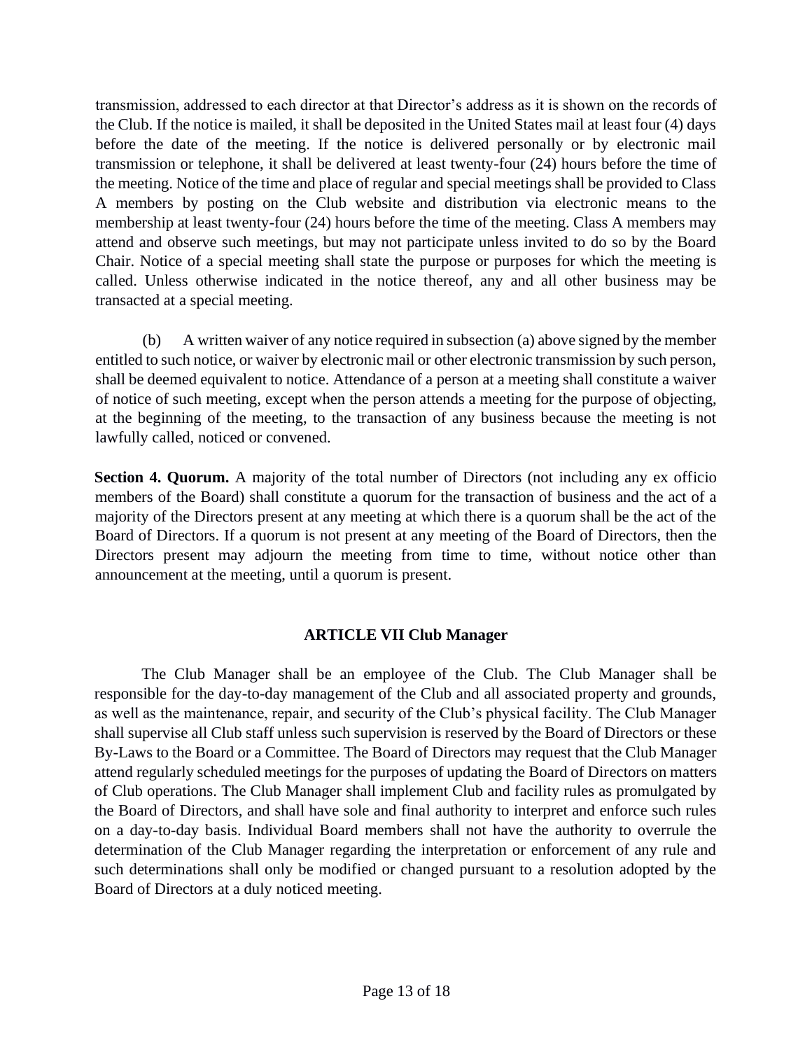transmission, addressed to each director at that Director's address as it is shown on the records of the Club. If the notice is mailed, it shall be deposited in the United States mail at least four (4) days before the date of the meeting. If the notice is delivered personally or by electronic mail transmission or telephone, it shall be delivered at least twenty-four (24) hours before the time of the meeting. Notice of the time and place of regular and special meetings shall be provided to Class A members by posting on the Club website and distribution via electronic means to the membership at least twenty-four (24) hours before the time of the meeting. Class A members may attend and observe such meetings, but may not participate unless invited to do so by the Board Chair. Notice of a special meeting shall state the purpose or purposes for which the meeting is called. Unless otherwise indicated in the notice thereof, any and all other business may be transacted at a special meeting.

(b) A written waiver of any notice required in subsection (a) above signed by the member entitled to such notice, or waiver by electronic mail or other electronic transmission by such person, shall be deemed equivalent to notice. Attendance of a person at a meeting shall constitute a waiver of notice of such meeting, except when the person attends a meeting for the purpose of objecting, at the beginning of the meeting, to the transaction of any business because the meeting is not lawfully called, noticed or convened.

**Section 4. Quorum.** A majority of the total number of Directors (not including any ex officio members of the Board) shall constitute a quorum for the transaction of business and the act of a majority of the Directors present at any meeting at which there is a quorum shall be the act of the Board of Directors. If a quorum is not present at any meeting of the Board of Directors, then the Directors present may adjourn the meeting from time to time, without notice other than announcement at the meeting, until a quorum is present.

## ARTICLE VII Club Manager

The Club Manager shall be an employee of the Club. The Club Manager shall be responsible for the day-to-day management of the Club and all associated property and grounds, as well as the maintenance, repair, and security of the Club's physical facility. The Club Manager shall supervise all Club staff unless such supervision is reserved by the Board of Directors or these By-Laws to the Board or a Committee. The Board of Directors may request that the Club Manager attend regularly scheduled meetings for the purposes of updating the Board of Directors on matters of Club operations. The Club Manager shall implement Club and facility rules as promulgated by the Board of Directors, and shall have sole and final authority to interpret and enforce such rules on a day-to-day basis. Individual Board members shall not have the authority to overrule the determination of the Club Manager regarding the interpretation or enforcement of any rule and such determinations shall only be modified or changed pursuant to a resolution adopted by the Board of Directors at a duly noticed meeting.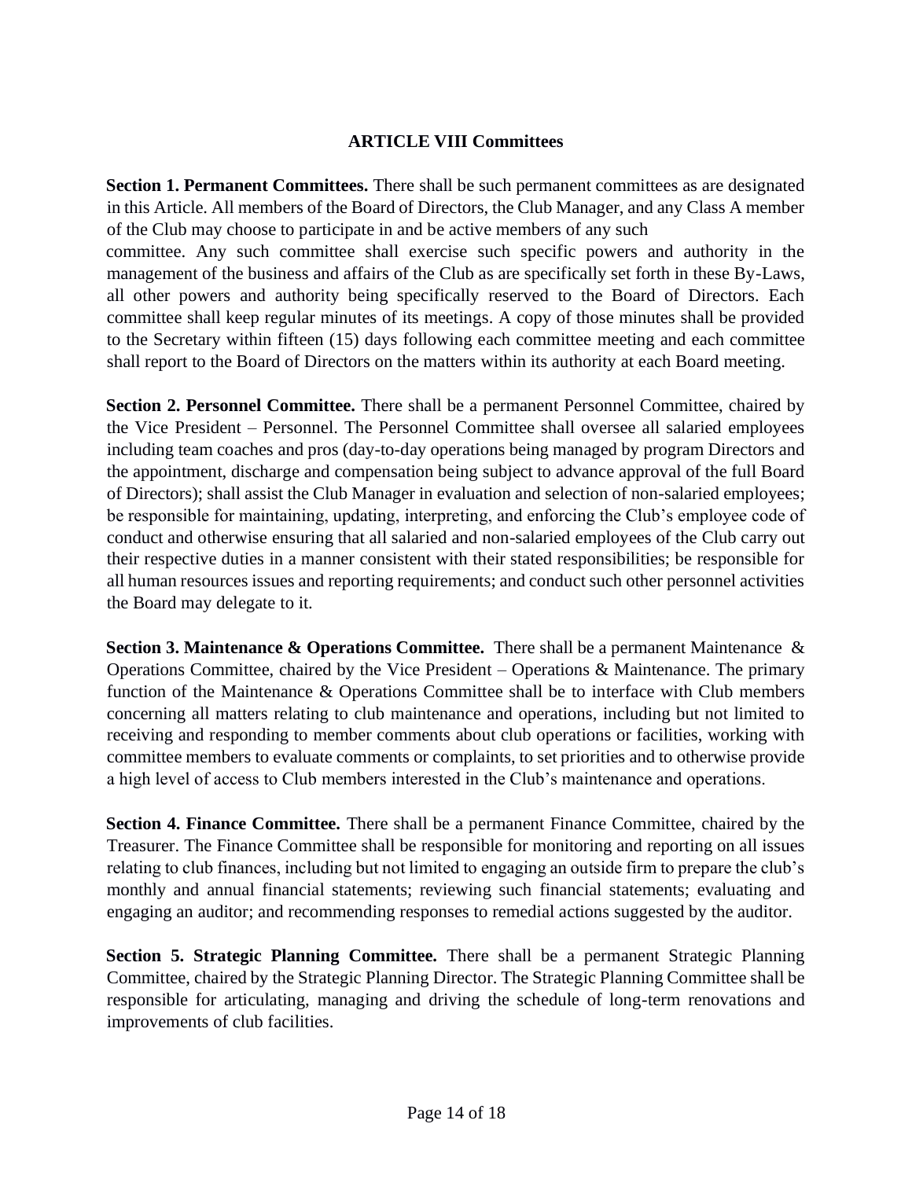## ARTICLE VIII Committees

**Section 1. Permanent Committees.** There shall be such permanent committees as are designated in this Article. All members of the Board of Directors, the Club Manager, and any Class A member of the Club may choose to participate in and be active members of any such committee. Any such committee shall exercise such specific powers and authority in the management of the business and affairs of the Club as are specifically set forth in these By-Laws, all other powers and authority being specifically reserved to the Board of Directors. Each committee shall keep regular minutes of its meetings. A copy of those minutes shall be provided to the Secretary within fifteen (15) days following each committee meeting and each committee shall report to the Board of Directors on the matters within its authority at each Board meeting.

**Section 2. Personnel Committee.** There shall be a permanent Personnel Committee, chaired by the Vice President – Personnel. The Personnel Committee shall oversee all salaried employees including team coaches and pros (day-to-day operations being managed by program Directors and the appointment, discharge and compensation being subject to advance approval of the full Board of Directors); shall assist the Club Manager in evaluation and selection of non-salaried employees; be responsible for maintaining, updating, interpreting, and enforcing the Club's employee code of conduct and otherwise ensuring that all salaried and non-salaried employees of the Club carry out their respective duties in a manner consistent with their stated responsibilities; be responsible for all human resources issues and reporting requirements; and conduct such other personnel activities the Board may delegate to it.

**Section 3. Maintenance & Operations Committee.** There shall be a permanent Maintenance & Operations Committee, chaired by the Vice President – Operations & Maintenance. The primary function of the Maintenance & Operations Committee shall be to interface with Club members concerning all matters relating to club maintenance and operations, including but not limited to receiving and responding to member comments about club operations or facilities, working with committee members to evaluate comments or complaints, to set priorities and to otherwise provide a high level of access to Club members interested in the Club's maintenance and operations.

**Section 4. Finance Committee.** There shall be a permanent Finance Committee, chaired by the Treasurer. The Finance Committee shall be responsible for monitoring and reporting on all issues relating to club finances, including but not limited to engaging an outside firm to prepare the club's monthly and annual financial statements; reviewing such financial statements; evaluating and engaging an auditor; and recommending responses to remedial actions suggested by the auditor.

**Section 5. Strategic Planning Committee.** There shall be a permanent Strategic Planning Committee, chaired by the Strategic Planning Director. The Strategic Planning Committee shall be responsible for articulating, managing and driving the schedule of long-term renovations and improvements of club facilities.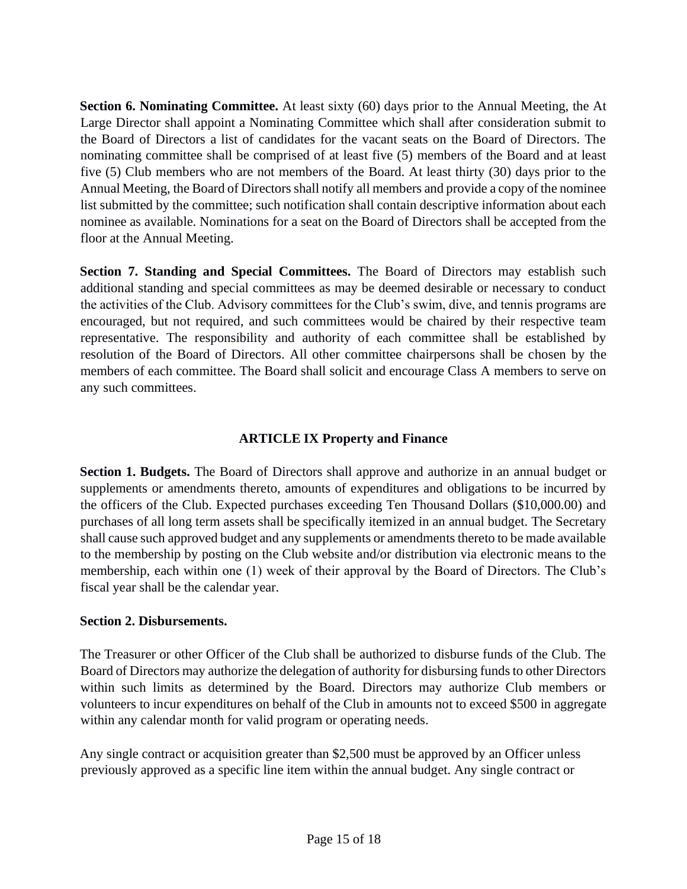**Section 6. Nominating Committee.** At least sixty (60) days prior to the Annual Meeting, the At Large Director shall appoint a Nominating Committee which shall after consideration submit to the Board of Directors a list of candidates for the vacant seats on the Board of Directors. The nominating committee shall be comprised of at least five (5) members of the Board and at least five (5) Club members who are not members of the Board. At least thirty (30) days prior to the Annual Meeting, the Board of Directors shall notify all members and provide a copy of the nominee list submitted by the committee; such notification shall contain descriptive information about each nominee as available. Nominations for a seat on the Board of Directors shall be accepted from the floor at the Annual Meeting.

**Section 7. Standing and Special Committees.** The Board of Directors may establish such additional standing and special committees as may be deemed desirable or necessary to conduct the activities of the Club. Advisory committees for the Club's swim, dive, and tennis programs are encouraged, but not required, and such committees would be chaired by their respective team representative. The responsibility and authority of each committee shall be established by resolution of the Board of Directors. All other committee chairpersons shall be chosen by the members of each committee. The Board shall solicit and encourage Class A members to serve on any such committees.

## ARTICLE IX Property and Finance

**Section 1. Budgets.** The Board of Directors shall approve and authorize in an annual budget or supplements or amendments thereto, amounts of expenditures and obligations to be incurred by the officers of the Club. Expected purchases exceeding Ten Thousand Dollars ($10,000.00) and purchases of all long term assets shall be specifically itemized in an annual budget. The Secretary shall cause such approved budget and any supplements or amendments thereto to be made available to the membership by posting on the Club website and/or distribution via electronic means to the membership, each within one (1) week of their approval by the Board of Directors. The Club's fiscal year shall be the calendar year.

**Section 2. Disbursements.**

The Treasurer or other Officer of the Club shall be authorized to disburse funds of the Club. The Board of Directors may authorize the delegation of authority for disbursing funds to other Directors within such limits as determined by the Board. Directors may authorize Club members or volunteers to incur expenditures on behalf of the Club in amounts not to exceed $500 in aggregate within any calendar month for valid program or operating needs.

Any single contract or acquisition greater than $2,500 must be approved by an Officer unless previously approved as a specific line item within the annual budget. Any single contract or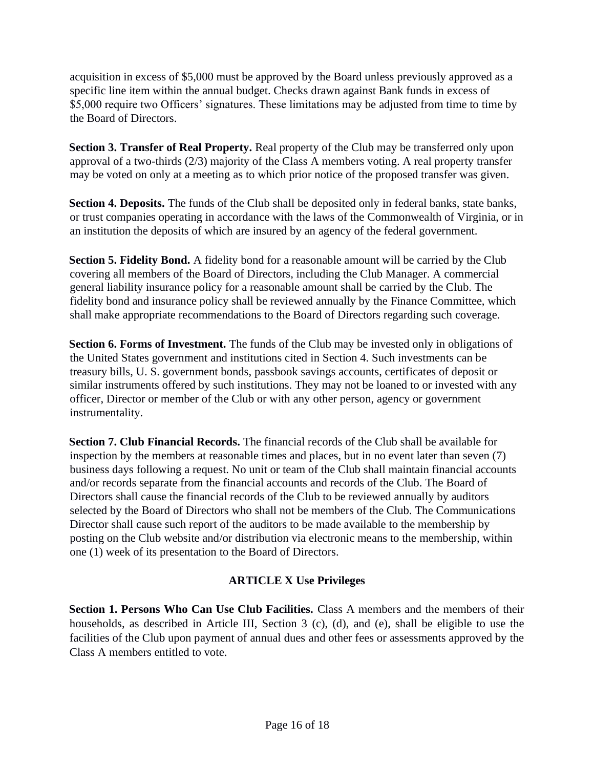acquisition in excess of $5,000 must be approved by the Board unless previously approved as a specific line item within the annual budget. Checks drawn against Bank funds in excess of $5,000 require two Officers' signatures. These limitations may be adjusted from time to time by the Board of Directors.

**Section 3. Transfer of Real Property.** Real property of the Club may be transferred only upon approval of a two-thirds (2/3) majority of the Class A members voting. A real property transfer may be voted on only at a meeting as to which prior notice of the proposed transfer was given.

**Section 4. Deposits.** The funds of the Club shall be deposited only in federal banks, state banks, or trust companies operating in accordance with the laws of the Commonwealth of Virginia, or in an institution the deposits of which are insured by an agency of the federal government.

**Section 5. Fidelity Bond.** A fidelity bond for a reasonable amount will be carried by the Club covering all members of the Board of Directors, including the Club Manager. A commercial general liability insurance policy for a reasonable amount shall be carried by the Club. The fidelity bond and insurance policy shall be reviewed annually by the Finance Committee, which shall make appropriate recommendations to the Board of Directors regarding such coverage.

**Section 6. Forms of Investment.** The funds of the Club may be invested only in obligations of the United States government and institutions cited in Section 4. Such investments can be treasury bills, U. S. government bonds, passbook savings accounts, certificates of deposit or similar instruments offered by such institutions. They may not be loaned to or invested with any officer, Director or member of the Club or with any other person, agency or government instrumentality.

**Section 7. Club Financial Records.** The financial records of the Club shall be available for inspection by the members at reasonable times and places, but in no event later than seven (7) business days following a request. No unit or team of the Club shall maintain financial accounts and/or records separate from the financial accounts and records of the Club. The Board of Directors shall cause the financial records of the Club to be reviewed annually by auditors selected by the Board of Directors who shall not be members of the Club. The Communications Director shall cause such report of the auditors to be made available to the membership by posting on the Club website and/or distribution via electronic means to the membership, within one (1) week of its presentation to the Board of Directors.

## ARTICLE X Use Privileges

**Section 1. Persons Who Can Use Club Facilities.** Class A members and the members of their households, as described in Article III, Section 3 (c), (d), and (e), shall be eligible to use the facilities of the Club upon payment of annual dues and other fees or assessments approved by the Class A members entitled to vote.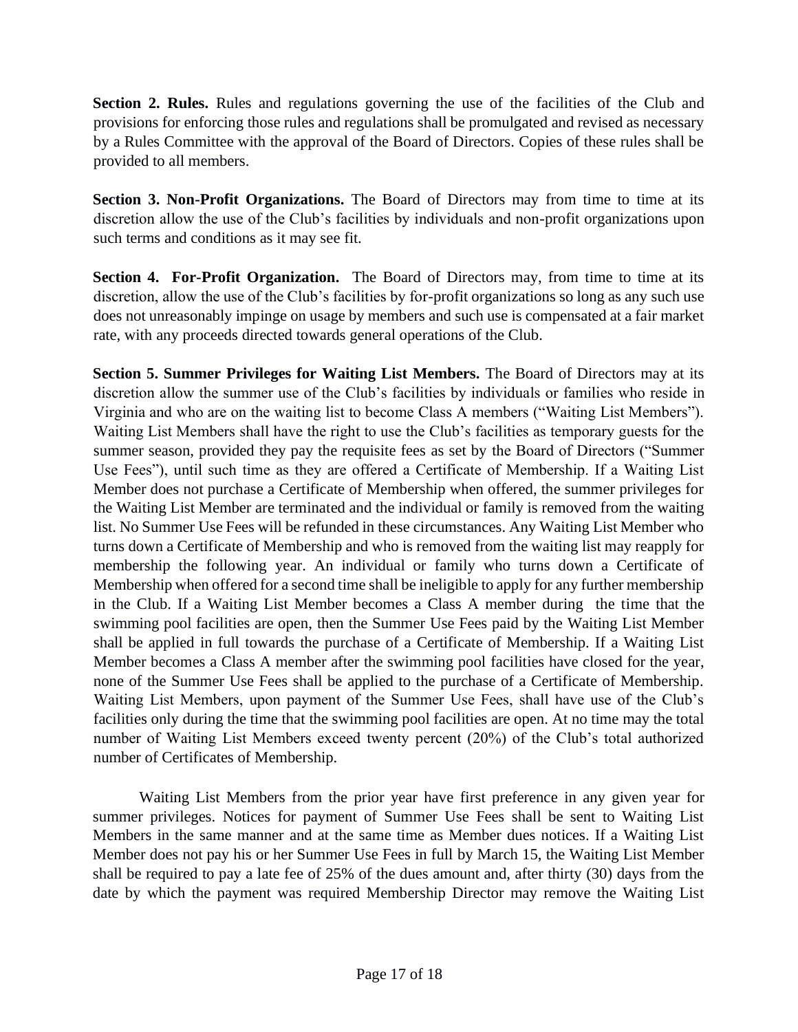**Section 2. Rules.** Rules and regulations governing the use of the facilities of the Club and provisions for enforcing those rules and regulations shall be promulgated and revised as necessary by a Rules Committee with the approval of the Board of Directors. Copies of these rules shall be provided to all members.

**Section 3. Non-Profit Organizations.** The Board of Directors may from time to time at its discretion allow the use of the Club's facilities by individuals and non-profit organizations upon such terms and conditions as it may see fit.

**Section 4. For-Profit Organization.** The Board of Directors may, from time to time at its discretion, allow the use of the Club's facilities by for-profit organizations so long as any such use does not unreasonably impinge on usage by members and such use is compensated at a fair market rate, with any proceeds directed towards general operations of the Club.

**Section 5. Summer Privileges for Waiting List Members.** The Board of Directors may at its discretion allow the summer use of the Club's facilities by individuals or families who reside in Virginia and who are on the waiting list to become Class A members ("Waiting List Members"). Waiting List Members shall have the right to use the Club's facilities as temporary guests for the summer season, provided they pay the requisite fees as set by the Board of Directors ("Summer Use Fees"), until such time as they are offered a Certificate of Membership. If a Waiting List Member does not purchase a Certificate of Membership when offered, the summer privileges for the Waiting List Member are terminated and the individual or family is removed from the waiting list. No Summer Use Fees will be refunded in these circumstances. Any Waiting List Member who turns down a Certificate of Membership and who is removed from the waiting list may reapply for membership the following year. An individual or family who turns down a Certificate of Membership when offered for a second time shall be ineligible to apply for any further membership in the Club. If a Waiting List Member becomes a Class A member during the time that the swimming pool facilities are open, then the Summer Use Fees paid by the Waiting List Member shall be applied in full towards the purchase of a Certificate of Membership. If a Waiting List Member becomes a Class A member after the swimming pool facilities have closed for the year, none of the Summer Use Fees shall be applied to the purchase of a Certificate of Membership. Waiting List Members, upon payment of the Summer Use Fees, shall have use of the Club's facilities only during the time that the swimming pool facilities are open. At no time may the total number of Waiting List Members exceed twenty percent (20%) of the Club's total authorized number of Certificates of Membership.

Waiting List Members from the prior year have first preference in any given year for summer privileges. Notices for payment of Summer Use Fees shall be sent to Waiting List Members in the same manner and at the same time as Member dues notices. If a Waiting List Member does not pay his or her Summer Use Fees in full by March 15, the Waiting List Member shall be required to pay a late fee of 25% of the dues amount and, after thirty (30) days from the date by which the payment was required Membership Director may remove the Waiting List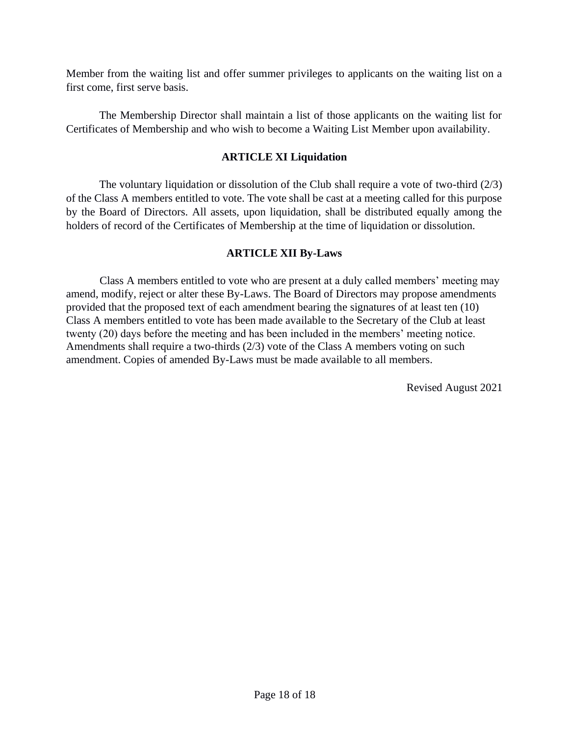Member from the waiting list and offer summer privileges to applicants on the waiting list on a first come, first serve basis.

The Membership Director shall maintain a list of those applicants on the waiting list for Certificates of Membership and who wish to become a Waiting List Member upon availability.

## ARTICLE XI Liquidation

The voluntary liquidation or dissolution of the Club shall require a vote of two-third (2/3) of the Class A members entitled to vote. The vote shall be cast at a meeting called for this purpose by the Board of Directors. All assets, upon liquidation, shall be distributed equally among the holders of record of the Certificates of Membership at the time of liquidation or dissolution.

## ARTICLE XII By-Laws

Class A members entitled to vote who are present at a duly called members' meeting may amend, modify, reject or alter these By-Laws. The Board of Directors may propose amendments provided that the proposed text of each amendment bearing the signatures of at least ten (10) Class A members entitled to vote has been made available to the Secretary of the Club at least twenty (20) days before the meeting and has been included in the members' meeting notice. Amendments shall require a two-thirds (2/3) vote of the Class A members voting on such amendment. Copies of amended By-Laws must be made available to all members.

Revised August 2021